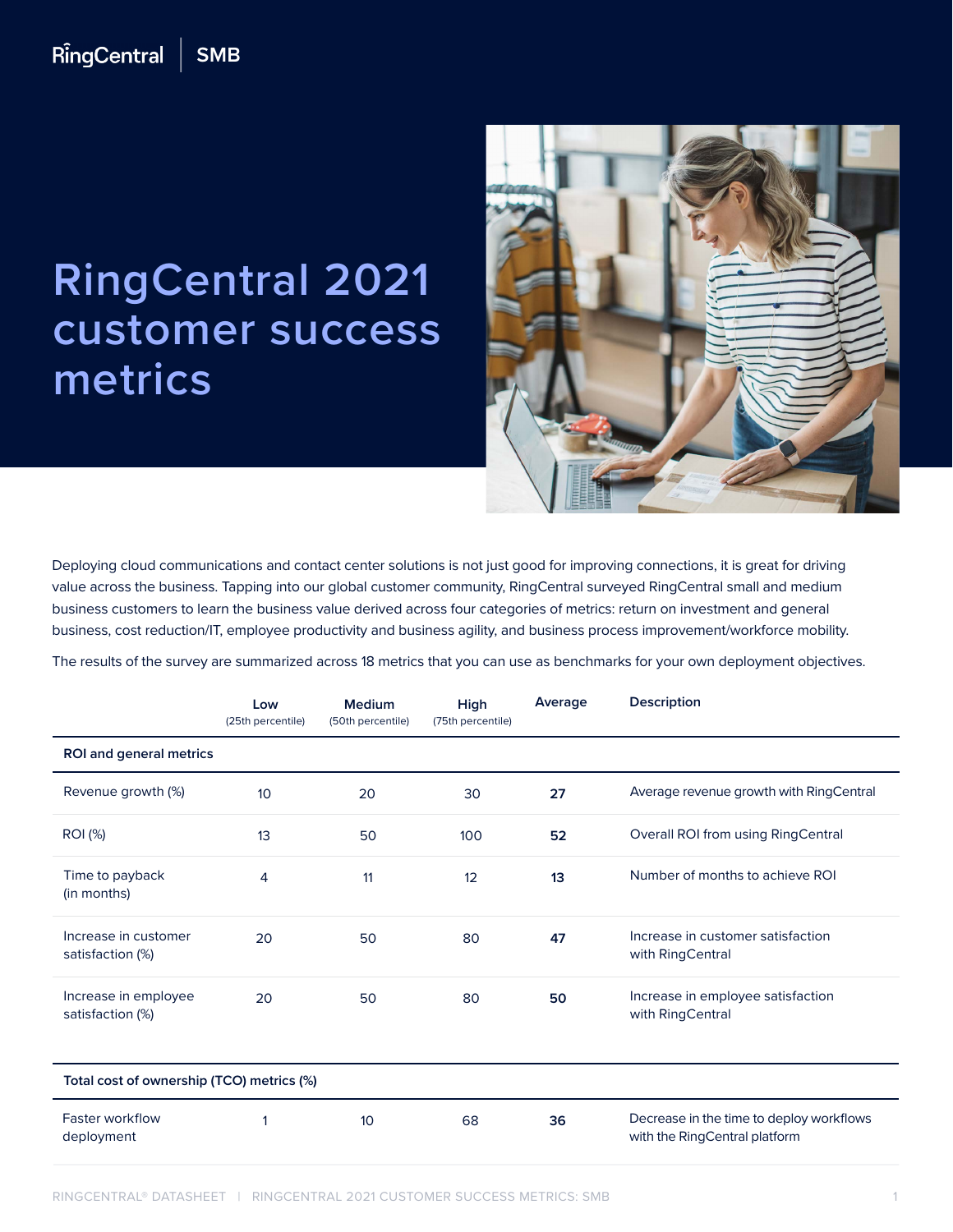RingCentral | SMB

# RingCentral 2021 customer success metrics

Deploying cloud communications and contact center solutions is not just good for improving connections, it is great for driving value across the business. Tapping into our global customer community, RingCentral surveyed RingCentral small and medium business customers to learn the business value derived across four categories of metrics: return on investment and general business, cost reduction/IT, employee productivity and business agility, and business process improvement/workforce mobility.

The results of the survey are summarized across 18 metrics that you can use as benchmarks for your own deployment objectives.

| | Low (25th percentile) | Medium (50th percentile) | High (75th percentile) | Average | Description |
|---|---|---|---|---|---|
| **ROI and general metrics** | | | | | |
| Revenue growth (%) | 10 | 20 | 30 | **27** | Average revenue growth with RingCentral |
| ROI (%) | 13 | 50 | 100 | **52** | Overall ROI from using RingCentral |
| Time to payback (in months) | 4 | 11 | 12 | **13** | Number of months to achieve ROI |
| Increase in customer satisfaction (%) | 20 | 50 | 80 | **47** | Increase in customer satisfaction with RingCentral |
| Increase in employee satisfaction (%) | 20 | 50 | 80 | **50** | Increase in employee satisfaction with RingCentral |
| **Total cost of ownership (TCO) metrics (%)** | | | | | |
| Faster workflow deployment | 1 | 10 | 68 | **36** | Decrease in the time to deploy workflows with the RingCentral platform |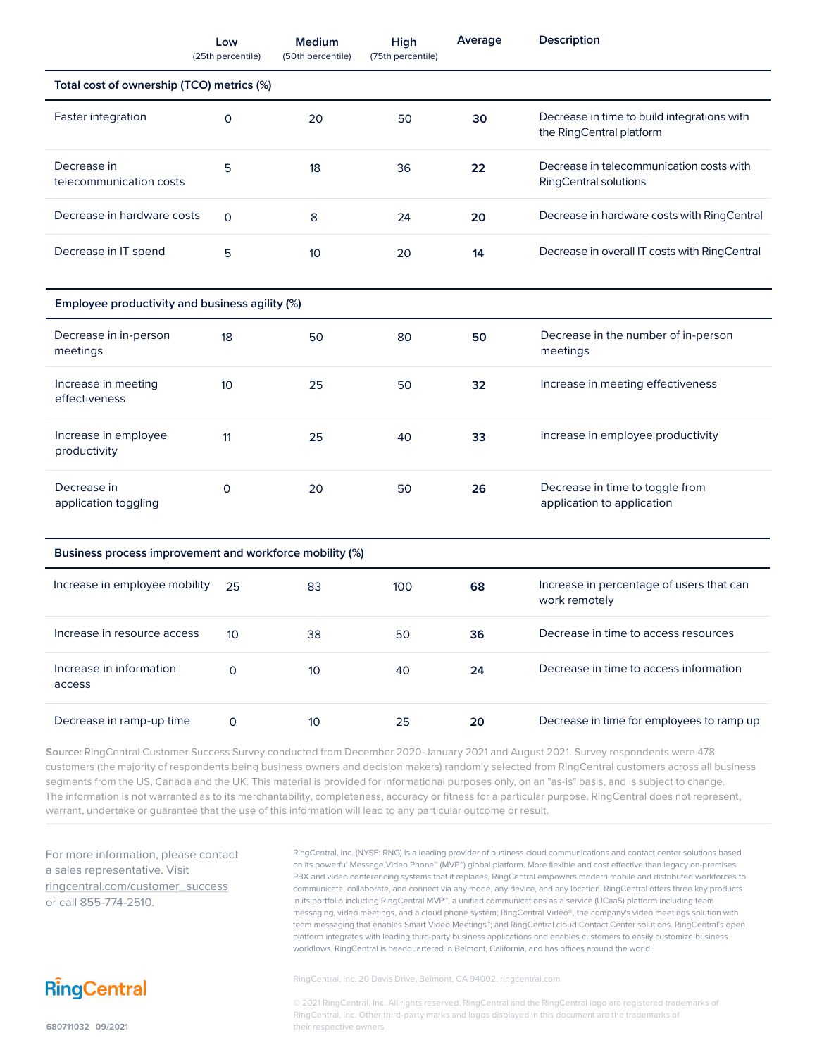| | Low (25th percentile) | Medium (50th percentile) | High (75th percentile) | Average | Description |
|---|---|---|---|---|---|
| **Total cost of ownership (TCO) metrics (%)** | | | | | |
| Faster integration | 0 | 20 | 50 | **30** | Decrease in time to build integrations with the RingCentral platform |
| Decrease in telecommunication costs | 5 | 18 | 36 | **22** | Decrease in telecommunication costs with RingCentral solutions |
| Decrease in hardware costs | 0 | 8 | 24 | **20** | Decrease in hardware costs with RingCentral |
| Decrease in IT spend | 5 | 10 | 20 | **14** | Decrease in overall IT costs with RingCentral |
| **Employee productivity and business agility (%)** | | | | | |
| Decrease in in-person meetings | 18 | 50 | 80 | **50** | Decrease in the number of in-person meetings |
| Increase in meeting effectiveness | 10 | 25 | 50 | **32** | Increase in meeting effectiveness |
| Increase in employee productivity | 11 | 25 | 40 | **33** | Increase in employee productivity |
| Decrease in application toggling | 0 | 20 | 50 | **26** | Decrease in time to toggle from application to application |
| **Business process improvement and workforce mobility (%)** | | | | | |
| Increase in employee mobility | 25 | 83 | 100 | **68** | Increase in percentage of users that can work remotely |
| Increase in resource access | 10 | 38 | 50 | **36** | Decrease in time to access resources |
| Increase in information access | 0 | 10 | 40 | **24** | Decrease in time to access information |
| Decrease in ramp-up time | 0 | 10 | 25 | **20** | Decrease in time for employees to ramp up |

**Source:** RingCentral Customer Success Survey conducted from December 2020-January 2021 and August 2021. Survey respondents were 478 customers (the majority of respondents being business owners and decision makers) randomly selected from RingCentral customers across all business segments from the US, Canada and the UK. This material is provided for informational purposes only, on an "as-is" basis, and is subject to change. The information is not warranted as to its merchantability, completeness, accuracy or fitness for a particular purpose. RingCentral does not represent, warrant, undertake or guarantee that the use of this information will lead to any particular outcome or result.

For more information, please contact a sales representative. Visit ringcentral.com/customer_success or call 855-774-2510.

RingCentral, Inc. (NYSE: RNG) is a leading provider of business cloud communications and contact center solutions based on its powerful Message Video Phone™ (MVP™) global platform. More flexible and cost effective than legacy on-premises PBX and video conferencing systems that it replaces, RingCentral empowers modern mobile and distributed workforces to communicate, collaborate, and connect via any mode, any device, and any location. RingCentral offers three key products in its portfolio including RingCentral MVP™, a unified communications as a service (UCaaS) platform including team messaging, video meetings, and a cloud phone system; RingCentral Video®, the company's video meetings solution with team messaging that enables Smart Video Meetings™; and RingCentral cloud Contact Center solutions. RingCentral's open platform integrates with leading third-party business applications and enables customers to easily customize business workflows. RingCentral is headquartered in Belmont, California, and has offices around the world.

RingCentral, Inc. 20 Davis Drive, Belmont, CA 94002. ringcentral.com

RingCentral

680711032 09/2021

© 2021 RingCentral, Inc. All rights reserved. RingCentral and the RingCentral logo are registered trademarks of RingCentral, Inc. Other third-party marks and logos displayed in this document are the trademarks of their respective owners